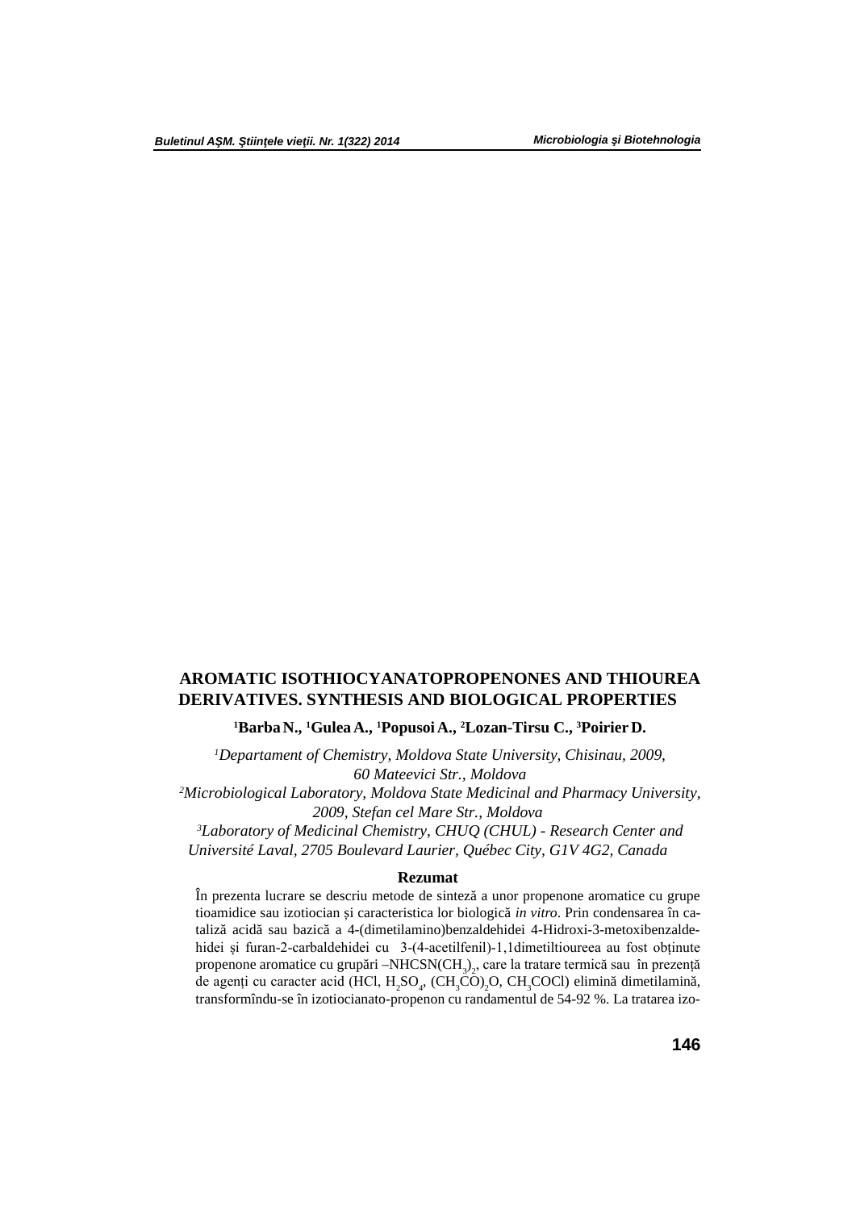# AROMATIC ISOTHIOCYANATOPROPENONES AND THIOUREA DERIVATIVES. SYNTHESIS AND BIOLOGICAL PROPERTIES

**[1]Barba N., [1]Gulea A., [1]Popusoi A., [2]Lozan-Tirsu C., [3]Poirier D.**

*[1]Departament of Chemistry, Moldova State University, Chisinau, 2009, 60 Mateevici Str., Moldova*

*[2]Microbiological Laboratory, Moldova State Medicinal and Pharmacy University, 2009, Stefan cel Mare Str., Moldova*

*[3]Laboratory of Medicinal Chemistry, CHUQ (CHUL) - Research Center and Université Laval, 2705 Boulevard Laurier, Québec City, G1V 4G2, Canada*

## Rezumat

În prezenta lucrare se descriu metode de sinteză a unor propenone aromatice cu grupe tioamidice sau izotiocian și caracteristica lor biologică *in vitro*. Prin condensarea în cataliză acidă sau bazică a 4-(dimetilamino)benzaldehidei 4-Hidroxi-3-metoxibenzaldehidei și furan-2-carbaldehidei cu 3-(4-acetilfenil)-1,1dimetiltioureea au fost obținute propenone aromatice cu grupări –$NHCSN(CH_3)_2$, care la tratare termică sau în prezență de agenți cu caracter acid (HCl, $H_2SO_4$, $(CH_3CO)_2O$, $CH_3COCl$) elimină dimetilamină, transformîndu-se în izotiocianato-propenon cu randamentul de 54-92 %. La tratarea izo-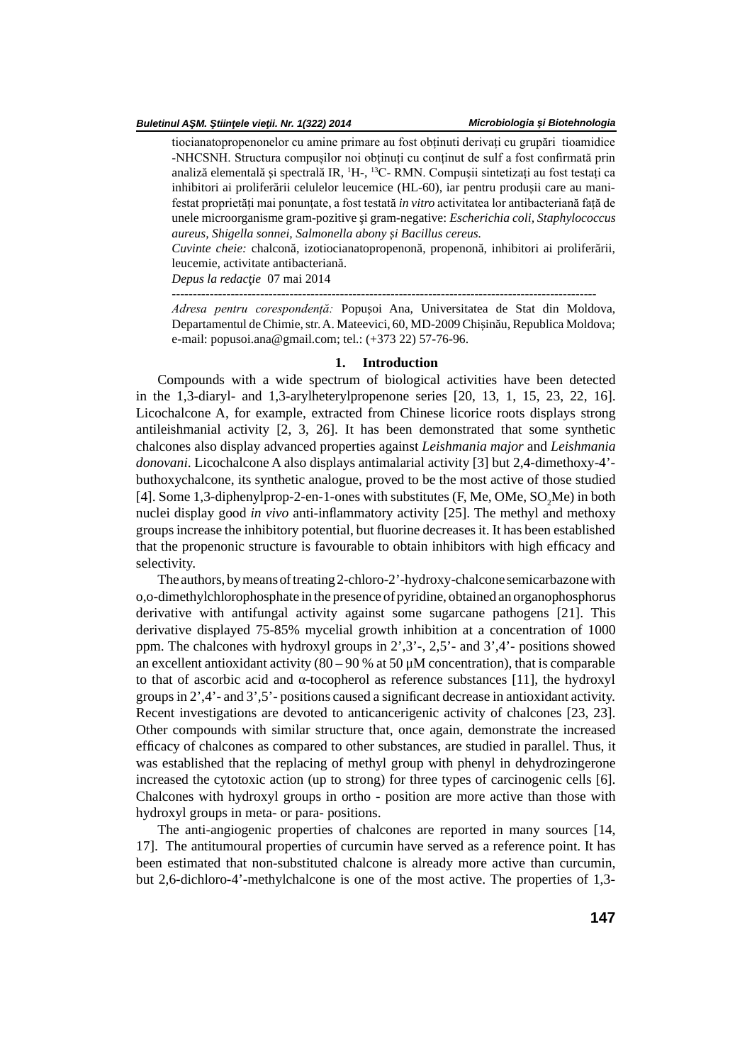tiocianatopropenonelor cu amine primare au fost obținuti derivați cu grupări tioamidice -NHCSNH. Structura compușilor noi obținuți cu conținut de sulf a fost confirmată prin analiză elementală și spectrală IR, $^{1}H$-, $^{13}C$- RMN. Compușii sintetizați au fost testați ca inhibitori ai proliferării celulelor leucemice (HL-60), iar pentru produșii care au manifestat proprietăți mai ponunțate, a fost testată *in vitro* activitatea lor antibacteriană față de unele microorganisme gram-pozitive şi gram-negative: *Escherichia coli, Staphylococcus aureus, Shigella sonnei, Salmonella abony și Bacillus cereus.*

*Cuvinte cheie:* chalconă, izotiocianatopropenonă, propenonă, inhibitori ai proliferării, leucemie, activitate antibacteriană.

*Depus la redacţie* 07 mai 2014

---

*Adresa pentru corespondență:* Popușoi Ana, Universitatea de Stat din Moldova, Departamentul de Chimie, str. A. Mateevici, 60, MD-2009 Chișinău, Republica Moldova; e-mail: popusoi.ana@gmail.com; tel.: (+373 22) 57-76-96.

## 1. Introduction

Compounds with a wide spectrum of biological activities have been detected in the 1,3-diaryl- and 1,3-arylheterylpropenone series [20, 13, 1, 15, 23, 22, 16]. Licochalcone A, for example, extracted from Chinese licorice roots displays strong antileishmanial activity [2, 3, 26]. It has been demonstrated that some synthetic chalcones also display advanced properties against *Leishmania major* and *Leishmania donovani*. Licochalcone A also displays antimalarial activity [3] but 2,4-dimethoxy-4'-buthoxychalcone, its synthetic analogue, proved to be the most active of those studied [4]. Some 1,3-diphenylprop-2-en-1-ones with substitutes (F, Me, OMe, $SO_2Me$) in both nuclei display good *in vivo* anti-inflammatory activity [25]. The methyl and methoxy groups increase the inhibitory potential, but fluorine decreases it. It has been established that the propenonic structure is favourable to obtain inhibitors with high efficacy and selectivity.

The authors, by means of treating 2-chloro-2'-hydroxy-chalcone semicarbazone with o,o-dimethylchlorophosphate in the presence of pyridine, obtained an organophosphorus derivative with antifungal activity against some sugarcane pathogens [21]. This derivative displayed 75-85% mycelial growth inhibition at a concentration of 1000 ppm. The chalcones with hydroxyl groups in 2',3'-, 2,5'- and 3',4'- positions showed an excellent antioxidant activity (80 – 90 % at 50 μM concentration), that is comparable to that of ascorbic acid and α-tocopherol as reference substances [11], the hydroxyl groups in 2',4'- and 3',5'- positions caused a significant decrease in antioxidant activity. Recent investigations are devoted to anticancerigenic activity of chalcones [23, 23]. Other compounds with similar structure that, once again, demonstrate the increased efficacy of chalcones as compared to other substances, are studied in parallel. Thus, it was established that the replacing of methyl group with phenyl in dehydrozingerone increased the cytotoxic action (up to strong) for three types of carcinogenic cells [6]. Chalcones with hydroxyl groups in ortho - position are more active than those with hydroxyl groups in meta- or para- positions.

The anti-angiogenic properties of chalcones are reported in many sources [14, 17]. The antitumoural properties of curcumin have served as a reference point. It has been estimated that non-substituted chalcone is already more active than curcumin, but 2,6-dichloro-4'-methylchalcone is one of the most active. The properties of 1,3-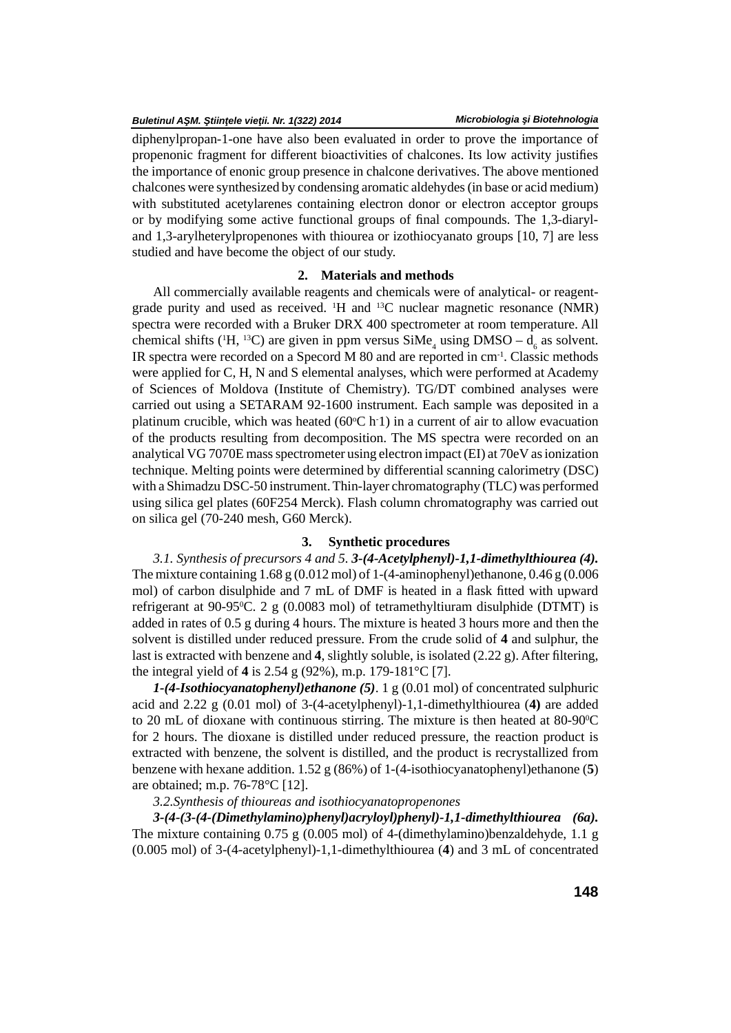diphenylpropan-1-one have also been evaluated in order to prove the importance of propenonic fragment for different bioactivities of chalcones. Its low activity justifies the importance of enonic group presence in chalcone derivatives. The above mentioned chalcones were synthesized by condensing aromatic aldehydes (in base or acid medium) with substituted acetylarenes containing electron donor or electron acceptor groups or by modifying some active functional groups of final compounds. The 1,3-diaryl- and 1,3-arylheterylpropenones with thiourea or izothiocyanato groups [10, 7] are less studied and have become the object of our study.

## 2. Materials and methods

All commercially available reagents and chemicals were of analytical- or reagent-grade purity and used as received. $^{1}H$ and $^{13}C$ nuclear magnetic resonance (NMR) spectra were recorded with a Bruker DRX 400 spectrometer at room temperature. All chemical shifts ($^{1}H$, $^{13}C$) are given in ppm versus $SiMe_4$ using DMSO – $d_6$ as solvent. IR spectra were recorded on a Specord M 80 and are reported in $cm^{-1}$. Classic methods were applied for C, H, N and S elemental analyses, which were performed at Academy of Sciences of Moldova (Institute of Chemistry). TG/DT combined analyses were carried out using a SETARAM 92-1600 instrument. Each sample was deposited in a platinum crucible, which was heated (60°C $h^{-1}$) in a current of air to allow evacuation of the products resulting from decomposition. The MS spectra were recorded on an analytical VG 7070E mass spectrometer using electron impact (EI) at 70eV as ionization technique. Melting points were determined by differential scanning calorimetry (DSC) with a Shimadzu DSC-50 instrument. Thin-layer chromatography (TLC) was performed using silica gel plates (60F254 Merck). Flash column chromatography was carried out on silica gel (70-240 mesh, G60 Merck).

## 3. Synthetic procedures

*3.1. Synthesis of precursors 4 and 5.* ***3-(4-Acetylphenyl)-1,1-dimethylthiourea (4).*** The mixture containing 1.68 g (0.012 mol) of 1-(4-aminophenyl)ethanone, 0.46 g (0.006 mol) of carbon disulphide and 7 mL of DMF is heated in a flask fitted with upward refrigerant at 90-95°C. 2 g (0.0083 mol) of tetramethyltiuram disulphide (DTMT) is added in rates of 0.5 g during 4 hours. The mixture is heated 3 hours more and then the solvent is distilled under reduced pressure. From the crude solid of **4** and sulphur, the last is extracted with benzene and **4**, slightly soluble, is isolated (2.22 g). After filtering, the integral yield of **4** is 2.54 g (92%), m.p. 179-181°C [7].

***1-(4-Isothiocyanatophenyl)ethanone (5)***. 1 g (0.01 mol) of concentrated sulphuric acid and 2.22 g (0.01 mol) of 3-(4-acetylphenyl)-1,1-dimethylthiourea (**4**) are added to 20 mL of dioxane with continuous stirring. The mixture is then heated at 80-90°C for 2 hours. The dioxane is distilled under reduced pressure, the reaction product is extracted with benzene, the solvent is distilled, and the product is recrystallized from benzene with hexane addition. 1.52 g (86%) of 1-(4-isothiocyanatophenyl)ethanone (**5**) are obtained; m.p. 76-78°C [12].

*3.2.Synthesis of thioureas and isothiocyanatopropenones*

***3-(4-(3-(4-(Dimethylamino)phenyl)acryloyl)phenyl)-1,1-dimethylthiourea (6a).*** The mixture containing 0.75 g (0.005 mol) of 4-(dimethylamino)benzaldehyde, 1.1 g (0.005 mol) of 3-(4-acetylphenyl)-1,1-dimethylthiourea (**4**) and 3 mL of concentrated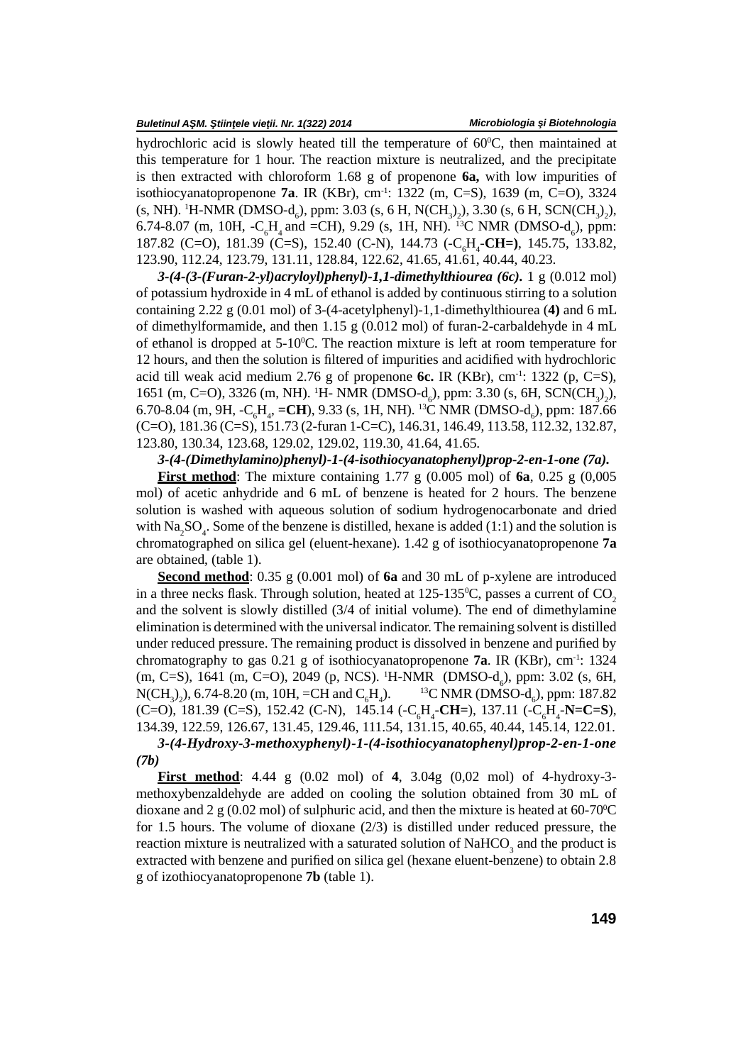hydrochloric acid is slowly heated till the temperature of $60^0$C, then maintained at this temperature for 1 hour. The reaction mixture is neutralized, and the precipitate is then extracted with chloroform 1.68 g of propenone **6a,** with low impurities of isothiocyanatopropenone **7a**. IR (KBr), cm$^{-1}$: 1322 (m, C=S), 1639 (m, C=O), 3324 (s, NH). $^1$H-NMR (DMSO-$d_6$), ppm: 3.03 (s, 6 H, $N(CH_3)_2$), 3.30 (s, 6 H, $SCN(CH_3)_2$), 6.74-8.07 (m, 10H, $-C_6H_4$ and =CH), 9.29 (s, 1H, NH). $^{13}$C NMR (DMSO-$d_6$), ppm: 187.82 (C=O), 181.39 (C=S), 152.40 (C-N), 144.73 ($-C_6H_4$-**CH=)**, 145.75, 133.82, 123.90, 112.24, 123.79, 131.11, 128.84, 122.62, 41.65, 41.61, 40.44, 40.23.

***3-(4-(3-(Furan-2-yl)acryloyl)phenyl)-1,1-dimethylthiourea (6c).*** 1 g (0.012 mol) of potassium hydroxide in 4 mL of ethanol is added by continuous stirring to a solution containing 2.22 g (0.01 mol) of 3-(4-acetylphenyl)-1,1-dimethylthiourea (**4)** and 6 mL of dimethylformamide, and then 1.15 g (0.012 mol) of furan-2-carbaldehyde in 4 mL of ethanol is dropped at 5-$10^0$C. The reaction mixture is left at room temperature for 12 hours, and then the solution is filtered of impurities and acidified with hydrochloric acid till weak acid medium 2.76 g of propenone **6c.** IR (KBr), cm$^{-1}$: 1322 (p, C=S), 1651 (m, C=O), 3326 (m, NH). $^1$H- NMR (DMSO-$d_6$), ppm: 3.30 (s, 6H, $SCN(CH_3)_2$), 6.70-8.04 (m, 9H, $-C_6H_4$, **=CH**), 9.33 (s, 1H, NH). $^{13}$C NMR (DMSO-$d_6$), ppm: 187.66 (C=O), 181.36 (C=S), 151.73 (2-furan 1-C=C), 146.31, 146.49, 113.58, 112.32, 132.87, 123.80, 130.34, 123.68, 129.02, 129.02, 119.30, 41.64, 41.65.

***3-(4-(Dimethylamino)phenyl)-1-(4-isothiocyanatophenyl)prop-2-en-1-one (7a).***

**First method**: The mixture containing 1.77 g (0.005 mol) of **6a**, 0.25 g (0,005 mol) of acetic anhydride and 6 mL of benzene is heated for 2 hours. The benzene solution is washed with aqueous solution of sodium hydrogenocarbonate and dried with $Na_2SO_4$. Some of the benzene is distilled, hexane is added (1:1) and the solution is chromatographed on silica gel (eluent-hexane). 1.42 g of isothiocyanatopropenone **7a** are obtained, (table 1).

**Second method**: 0.35 g (0.001 mol) of **6a** and 30 mL of p-xylene are introduced in a three necks flask. Through solution, heated at 125-$135^0$C, passes a current of $CO_2$ and the solvent is slowly distilled (3/4 of initial volume). The end of dimethylamine elimination is determined with the universal indicator. The remaining solvent is distilled under reduced pressure. The remaining product is dissolved in benzene and purified by chromatography to gas 0.21 g of isothiocyanatopropenone **7a**. IR (KBr), cm$^{-1}$: 1324 (m, C=S), 1641 (m, C=O), 2049 (p, NCS). $^1$H-NMR (DMSO-$d_6$), ppm: 3.02 (s, 6H, $N(CH_3)_2$), 6.74-8.20 (m, 10H, =CH and $C_6H_4$). $^{13}$C NMR (DMSO-$d_6$), ppm: 187.82 (C=O), 181.39 (C=S), 152.42 (C-N), 145.14 ($-C_6H_4$-**CH=**), 137.11 ($-C_6H_4$-**N=C=S**), 134.39, 122.59, 126.67, 131.45, 129.46, 111.54, 131.15, 40.65, 40.44, 145.14, 122.01.

***3-(4-Hydroxy-3-methoxyphenyl)-1-(4-isothiocyanatophenyl)prop-2-en-1-one (7b)***

**First method**: 4.44 g (0.02 mol) of **4**, 3.04g (0,02 mol) of 4-hydroxy-3-methoxybenzaldehyde are added on cooling the solution obtained from 30 mL of dioxane and 2 g (0.02 mol) of sulphuric acid, and then the mixture is heated at 60-$70^0$C for 1.5 hours. The volume of dioxane (2/3) is distilled under reduced pressure, the reaction mixture is neutralized with a saturated solution of $NaHCO_3$ and the product is extracted with benzene and purified on silica gel (hexane eluent-benzene) to obtain 2.8 g of izothiocyanatopropenone **7b** (table 1).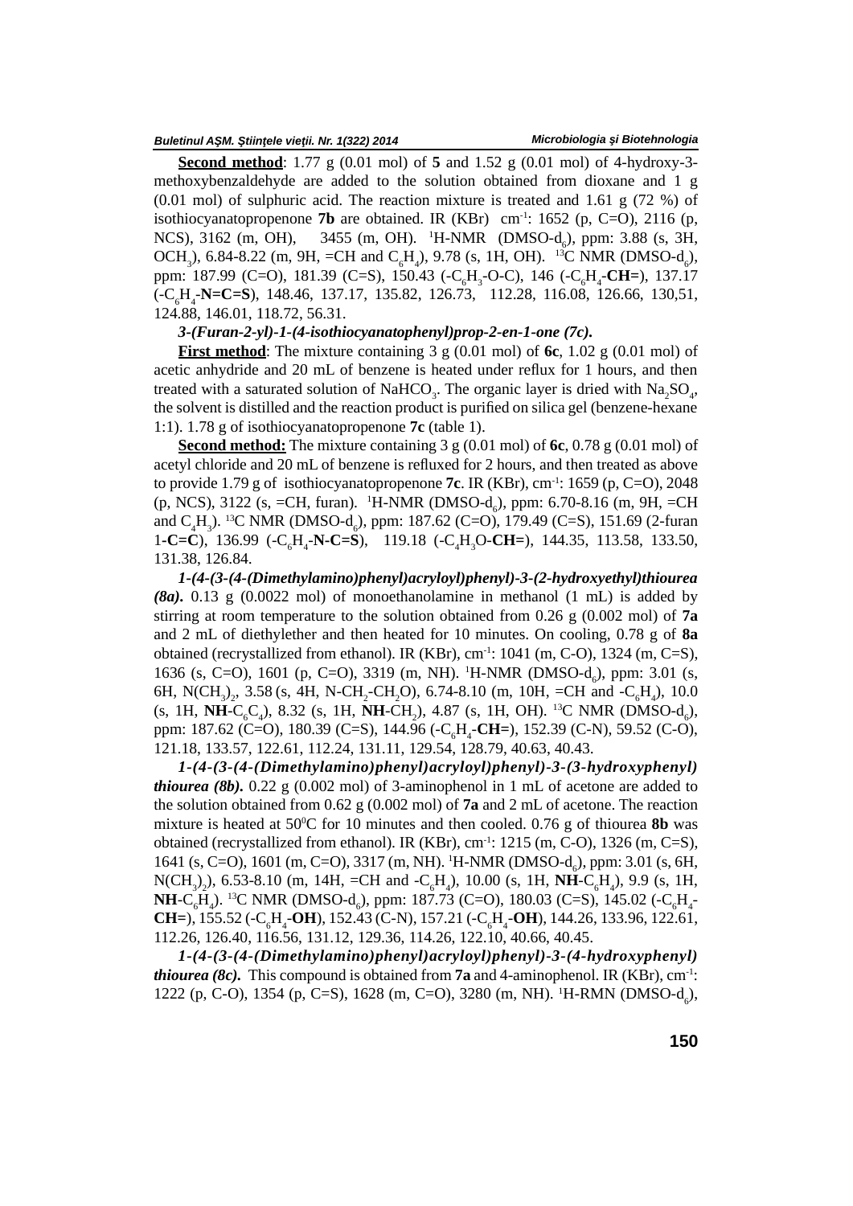**Second method**: 1.77 g (0.01 mol) of **5** and 1.52 g (0.01 mol) of 4-hydroxy-3-methoxybenzaldehyde are added to the solution obtained from dioxane and 1 g (0.01 mol) of sulphuric acid. The reaction mixture is treated and 1.61 g (72 %) of isothiocyanatopropenone **7b** are obtained. IR (KBr) cm$^{-1}$: 1652 (p, C=O), 2116 (p, NCS), 3162 (m, OH), 3455 (m, OH). $^{1}$H-NMR (DMSO-d$_6$), ppm: 3.88 (s, 3H, OCH$_3$), 6.84-8.22 (m, 9H, =CH and C$_6$H$_4$), 9.78 (s, 1H, OH). $^{13}$C NMR (DMSO-d$_6$), ppm: 187.99 (C=O), 181.39 (C=S), 150.43 (-C$_6$H$_3$-O-C), 146 (-C$_6$H$_4$-**CH=**), 137.17 (-C$_6$H$_4$-**N=C=S**), 148.46, 137.17, 135.82, 126.73, 112.28, 116.08, 126.66, 130,51, 124.88, 146.01, 118.72, 56.31.

***3-(Furan-2-yl)-1-(4-isothiocyanatophenyl)prop-2-en-1-one (7c).***

**First method**: The mixture containing 3 g (0.01 mol) of **6c**, 1.02 g (0.01 mol) of acetic anhydride and 20 mL of benzene is heated under reflux for 1 hours, and then treated with a saturated solution of NaHCO$_3$. The organic layer is dried with Na$_2$SO$_4$, the solvent is distilled and the reaction product is purified on silica gel (benzene-hexane 1:1). 1.78 g of isothiocyanatopropenone **7c** (table 1).

**Second method:** The mixture containing 3 g (0.01 mol) of **6c**, 0.78 g (0.01 mol) of acetyl chloride and 20 mL of benzene is refluxed for 2 hours, and then treated as above to provide 1.79 g of isothiocyanatopropenone **7c**. IR (KBr), cm$^{-1}$: 1659 (p, C=O), 2048 (p, NCS), 3122 (s, =CH, furan). $^{1}$H-NMR (DMSO-d$_6$), ppm: 6.70-8.16 (m, 9H, =CH and C$_4$H$_3$). $^{13}$C NMR (DMSO-d$_6$), ppm: 187.62 (C=O), 179.49 (C=S), 151.69 (2-furan 1-**C=C**), 136.99 (-C$_6$H$_4$-**N-C=S**), 119.18 (-C$_4$H$_3$O-**CH=**), 144.35, 113.58, 133.50, 131.38, 126.84.

***1-(4-(3-(4-(Dimethylamino)phenyl)acryloyl)phenyl)-3-(2-hydroxyethyl)thiourea (8a).*** 0.13 g (0.0022 mol) of monoethanolamine in methanol (1 mL) is added by stirring at room temperature to the solution obtained from 0.26 g (0.002 mol) of **7a** and 2 mL of diethylether and then heated for 10 minutes. On cooling, 0.78 g of **8a** obtained (recrystallized from ethanol). IR (KBr), cm$^{-1}$: 1041 (m, C-O), 1324 (m, C=S), 1636 (s, C=O), 1601 (p, C=O), 3319 (m, NH). $^{1}$H-NMR (DMSO-d$_6$), ppm: 3.01 (s, 6H, N(CH$_3$)$_2$, 3.58 (s, 4H, N-CH$_2$-CH$_2$O), 6.74-8.10 (m, 10H, =CH and -C$_6$H$_4$), 10.0 (s, 1H, **NH**-C$_6$C$_4$), 8.32 (s, 1H, **NH**-CH$_2$), 4.87 (s, 1H, OH). $^{13}$C NMR (DMSO-d$_6$), ppm: 187.62 (C=O), 180.39 (C=S), 144.96 (-C$_6$H$_4$-**CH=**), 152.39 (C-N), 59.52 (C-O), 121.18, 133.57, 122.61, 112.24, 131.11, 129.54, 128.79, 40.63, 40.43.

***1-(4-(3-(4-(Dimethylamino)phenyl)acryloyl)phenyl)-3-(3-hydroxyphenyl) thiourea (8b).*** 0.22 g (0.002 mol) of 3-aminophenol in 1 mL of acetone are added to the solution obtained from 0.62 g (0.002 mol) of **7a** and 2 mL of acetone. The reaction mixture is heated at 50$^{0}$C for 10 minutes and then cooled. 0.76 g of thiourea **8b** was obtained (recrystallized from ethanol). IR (KBr), cm$^{-1}$: 1215 (m, C-O), 1326 (m, C=S), 1641 (s, C=O), 1601 (m, C=O), 3317 (m, NH). $^{1}$H-NMR (DMSO-d$_6$), ppm: 3.01 (s, 6H, N(CH$_3$)$_2$), 6.53-8.10 (m, 14H, =CH and -C$_6$H$_4$), 10.00 (s, 1H, **NH**-C$_6$H$_4$), 9.9 (s, 1H, **NH**-C$_6$H$_4$). $^{13}$C NMR (DMSO-d$_6$), ppm: 187.73 (C=O), 180.03 (C=S), 145.02 (-C$_6$H$_4$-**CH=**), 155.52 (-C$_6$H$_4$-**OH**), 152.43 (C-N), 157.21 (-C$_6$H$_4$-**OH**), 144.26, 133.96, 122.61, 112.26, 126.40, 116.56, 131.12, 129.36, 114.26, 122.10, 40.66, 40.45.

***1-(4-(3-(4-(Dimethylamino)phenyl)acryloyl)phenyl)-3-(4-hydroxyphenyl) thiourea (8c).*** This compound is obtained from **7a** and 4-aminophenol. IR (KBr), cm$^{-1}$: 1222 (p, C-O), 1354 (p, C=S), 1628 (m, C=O), 3280 (m, NH). $^{1}$H-RMN (DMSO-d$_6$),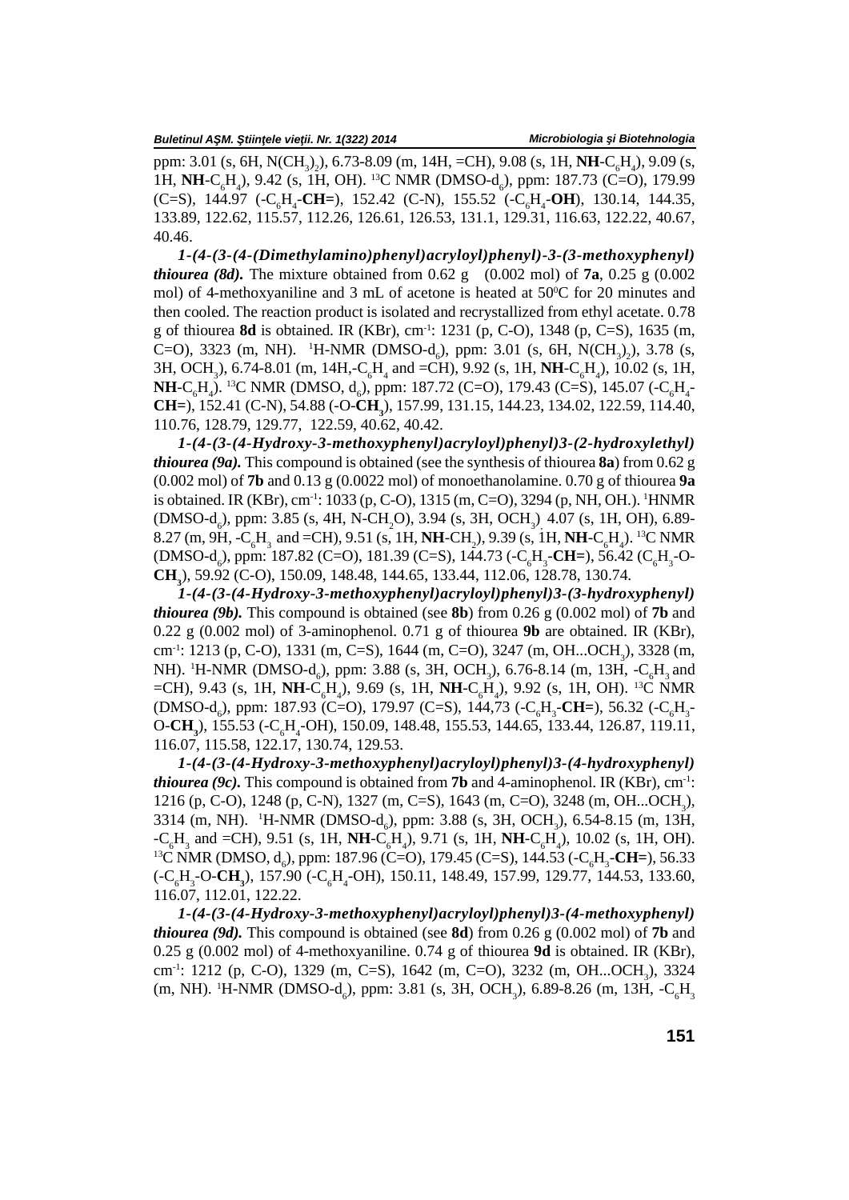ppm: 3.01 (s, 6H, $N(CH_3)_2$), 6.73-8.09 (m, 14H, =CH), 9.08 (s, 1H, **NH**-$C_6H_4$), 9.09 (s, 1H, **NH**-$C_6H_4$), 9.42 (s, 1H, OH). $^{13}$C NMR (DMSO-$d_6$), ppm: 187.73 (C=O), 179.99 (C=S), 144.97 (-$C_6H_4$-**CH=**), 152.42 (C-N), 155.52 (-$C_6H_4$-**OH**), 130.14, 144.35, 133.89, 122.62, 115.57, 112.26, 126.61, 126.53, 131.1, 129.31, 116.63, 122.22, 40.67, 40.46.

***1-(4-(3-(4-(Dimethylamino)phenyl)acryloyl)phenyl)-3-(3-methoxyphenyl) thiourea (8d).*** The mixture obtained from 0.62 g (0.002 mol) of **7a**, 0.25 g (0.002 mol) of 4-methoxyaniline and 3 mL of acetone is heated at 50$^0$C for 20 minutes and then cooled. The reaction product is isolated and recrystallized from ethyl acetate. 0.78 g of thiourea **8d** is obtained. IR (KBr), cm$^{-1}$: 1231 (p, C-O), 1348 (p, C=S), 1635 (m, C=O), 3323 (m, NH). $^1$H-NMR (DMSO-$d_6$), ppm: 3.01 (s, 6H, $N(CH_3)_2$), 3.78 (s, 3H, $OCH_3$), 6.74-8.01 (m, 14H,-$C_6H_4$ and =CH), 9.92 (s, 1H, **NH**-$C_6H_4$), 10.02 (s, 1H, **NH**-$C_6H_4$). $^{13}$C NMR (DMSO, $d_6$), ppm: 187.72 (C=O), 179.43 (C=S), 145.07 (-$C_6H_4$-**CH=**), 152.41 (C-N), 54.88 (-O-**$CH_3$**), 157.99, 131.15, 144.23, 134.02, 122.59, 114.40, 110.76, 128.79, 129.77, 122.59, 40.62, 40.42.

***1-(4-(3-(4-Hydroxy-3-methoxyphenyl)acryloyl)phenyl)3-(2-hydroxylethyl) thiourea (9a).*** This compound is obtained (see the synthesis of thiourea **8a**) from 0.62 g (0.002 mol) of **7b** and 0.13 g (0.0022 mol) of monoethanolamine. 0.70 g of thiourea **9a** is obtained. IR (KBr), cm$^{-1}$: 1033 (p, C-O), 1315 (m, C=S), 3294 (p, NH, OH.). $^1$HNMR (DMSO-$d_6$), ppm: 3.85 (s, 4H, N-$CH_2$O), 3.94 (s, 3H, $OCH_3$) 4.07 (s, 1H, OH), 6.89-8.27 (m, 9H, -$C_6H_3$ and =CH), 9.51 (s, 1H, **NH**-$CH_2$), 9.39 (s, 1H, **NH**-$C_6H_4$). $^{13}$C NMR (DMSO-$d_6$), ppm: 187.82 (C=O), 181.39 (C=S), 144.73 (-$C_6H_3$-**CH=**), 56.42 ($C_6H_3$-O-**$CH_3$**), 59.92 (C-O), 150.09, 148.48, 144.65, 133.44, 112.06, 128.78, 130.74.

***1-(4-(3-(4-Hydroxy-3-methoxyphenyl)acryloyl)phenyl)3-(3-hydroxyphenyl) thiourea (9b).*** This compound is obtained (see **8b**) from 0.26 g (0.002 mol) of **7b** and 0.22 g (0.002 mol) of 3-aminophenol. 0.71 g of thiourea **9b** are obtained. IR (KBr), cm$^{-1}$: 1213 (p, C-O), 1331 (m, C=S), 1644 (m, C=O), 3247 (m, OH...$OCH_3$), 3328 (m, NH). $^1$H-NMR (DMSO-$d_6$), ppm: 3.88 (s, 3H, $OCH_3$), 6.76-8.14 (m, 13H, -$C_6H_3$ and =CH), 9.43 (s, 1H, **NH**-$C_6H_4$), 9.69 (s, 1H, **NH**-$C_6H_4$), 9.92 (s, 1H, OH). $^{13}$C NMR (DMSO-$d_6$), ppm: 187.93 (C=O), 179.97 (C=S), 144,73 (-$C_6H_3$-**CH=**), 56.32 (-$C_6H_3$-O-**$CH_3$**), 155.53 (-$C_6H_4$-OH), 150.09, 148.48, 155.53, 144.65, 133.44, 126.87, 119.11, 116.07, 115.58, 122.17, 130.74, 129.53.

***1-(4-(3-(4-Hydroxy-3-methoxyphenyl)acryloyl)phenyl)3-(4-hydroxyphenyl) thiourea (9c).*** This compound is obtained from **7b** and 4-aminophenol. IR (KBr), cm$^{-1}$: 1216 (p, C-O), 1248 (p, C-N), 1327 (m, C=S), 1643 (m, C=O), 3248 (m, OH...$OCH_3$), 3314 (m, NH). $^1$H-NMR (DMSO-$d_6$), ppm: 3.88 (s, 3H, $OCH_3$), 6.54-8.15 (m, 13H, -$C_6H_3$ and =CH), 9.51 (s, 1H, **NH**-$C_6H_4$), 9.71 (s, 1H, **NH**-$C_6H_4$), 10.02 (s, 1H, OH). $^{13}$C NMR (DMSO, $d_6$), ppm: 187.96 (C=O), 179.45 (C=S), 144.53 (-$C_6H_3$-**CH=**), 56.33 (-$C_6H_3$-O-**$CH_3$**), 157.90 (-$C_6H_4$-OH), 150.11, 148.49, 157.99, 129.77, 144.53, 133.60, 116.07, 112.01, 122.22.

***1-(4-(3-(4-Hydroxy-3-methoxyphenyl)acryloyl)phenyl)3-(4-methoxyphenyl) thiourea (9d).*** This compound is obtained (see **8d**) from 0.26 g (0.002 mol) of **7b** and 0.25 g (0.002 mol) of 4-methoxyaniline. 0.74 g of thiourea **9d** is obtained. IR (KBr), cm$^{-1}$: 1212 (p, C-O), 1329 (m, C=S), 1642 (m, C=O), 3232 (m, OH...$OCH_3$), 3324 (m, NH). $^1$H-NMR (DMSO-$d_6$), ppm: 3.81 (s, 3H, $OCH_3$), 6.89-8.26 (m, 13H, -$C_6H_3$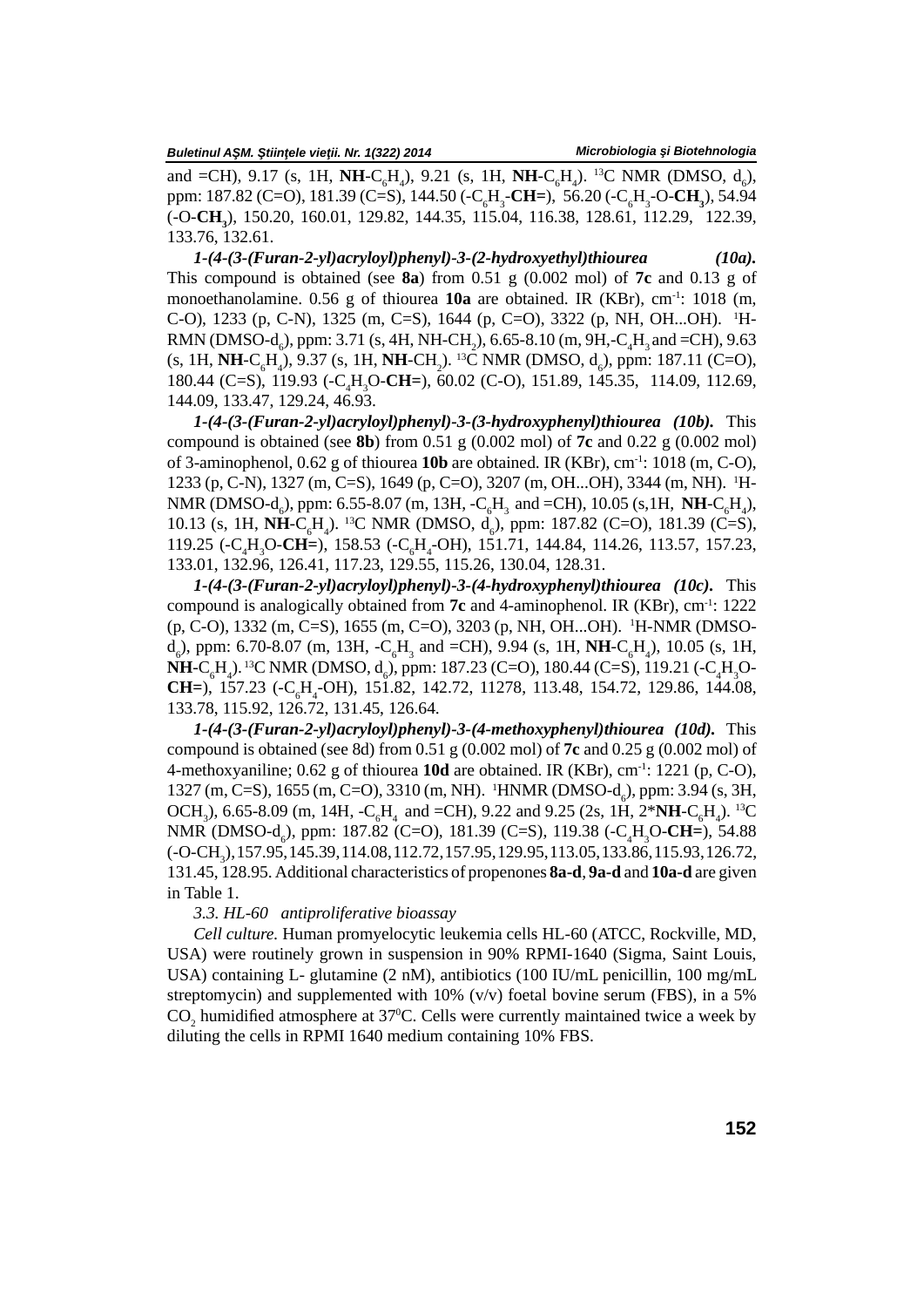and =CH), 9.17 (s, 1H, **NH**-$C_6H_4$), 9.21 (s, 1H, **NH**-$C_6H_4$). $^{13}$C NMR (DMSO, $d_6$), ppm: 187.82 (C=O), 181.39 (C=S), 144.50 (-$C_6H_3$-**CH=**), 56.20 (-$C_6H_3$-O-**CH$_3$**), 54.94 (-O-**CH$_3$**), 150.20, 160.01, 129.82, 144.35, 115.04, 116.38, 128.61, 112.29, 122.39, 133.76, 132.61.

***1-(4-(3-(Furan-2-yl)acryloyl)phenyl)-3-(2-hydroxyethyl)thiourea (10a).*** This compound is obtained (see **8a**) from 0.51 g (0.002 mol) of **7c** and 0.13 g of monoethanolamine. 0.56 g of thiourea **10a** are obtained. IR (KBr), cm$^{-1}$: 1018 (m, C-O), 1233 (p, C-N), 1325 (m, C=S), 1644 (p, C=O), 3322 (p, NH, OH...OH). $^1$H-RMN (DMSO-$d_6$), ppm: 3.71 (s, 4H, NH-$CH_2$), 6.65-8.10 (m, 9H,-$C_4H_3$ and =CH), 9.63 (s, 1H, **NH**-$C_6H_4$), 9.37 (s, 1H, **NH**-$CH_2$). $^{13}$C NMR (DMSO, $d_6$), ppm: 187.11 (C=O), 180.44 (C=S), 119.93 (-$C_4H_3$O-**CH=**), 60.02 (C-O), 151.89, 145.35, 114.09, 112.69, 144.09, 133.47, 129.24, 46.93.

***1-(4-(3-(Furan-2-yl)acryloyl)phenyl)-3-(3-hydroxyphenyl)thiourea (10b).*** This compound is obtained (see **8b**) from 0.51 g (0.002 mol) of **7c** and 0.22 g (0.002 mol) of 3-aminophenol, 0.62 g of thiourea **10b** are obtained. IR (KBr), cm$^{-1}$: 1018 (m, C-O), 1233 (p, C-N), 1327 (m, C=S), 1649 (p, C=O), 3207 (m, OH...OH), 3344 (m, NH). $^1$H-NMR (DMSO-$d_6$), ppm: 6.55-8.07 (m, 13H, -$C_6H_3$ and =CH), 10.05 (s,1H, **NH**-$C_6H_4$), 10.13 (s, 1H, **NH**-$C_6H_4$). $^{13}$C NMR (DMSO, $d_6$), ppm: 187.82 (C=O), 181.39 (C=S), 119.25 (-$C_4H_3$O-**CH=**), 158.53 (-$C_6H_4$-OH), 151.71, 144.84, 114.26, 113.57, 157.23, 133.01, 132.96, 126.41, 117.23, 129.55, 115.26, 130.04, 128.31.

***1-(4-(3-(Furan-2-yl)acryloyl)phenyl)-3-(4-hydroxyphenyl)thiourea (10c).*** This compound is analogically obtained from **7c** and 4-aminophenol. IR (KBr), cm$^{-1}$: 1222 (p, C-O), 1332 (m, C=S), 1655 (m, C=O), 3203 (p, NH, OH...OH). $^1$H-NMR (DMSO-$d_6$), ppm: 6.70-8.07 (m, 13H, -$C_6H_3$ and =CH), 9.94 (s, 1H, **NH**-$C_6H_4$), 10.05 (s, 1H, **NH**-$C_6H_4$). $^{13}$C NMR (DMSO, $d_6$), ppm: 187.23 (C=O), 180.44 (C=S), 119.21 (-$C_4H_3$O-**CH=**), 157.23 (-$C_6H_4$-OH), 151.82, 142.72, 11278, 113.48, 154.72, 129.86, 144.08, 133.78, 115.92, 126.72, 131.45, 126.64.

***1-(4-(3-(Furan-2-yl)acryloyl)phenyl)-3-(4-methoxyphenyl)thiourea (10d).*** This compound is obtained (see 8d) from 0.51 g (0.002 mol) of **7c** and 0.25 g (0.002 mol) of 4-methoxyaniline; 0.62 g of thiourea **10d** are obtained. IR (KBr), cm$^{-1}$: 1221 (p, C-O), 1327 (m, C=S), 1655 (m, C=O), 3310 (m, NH). $^1$HNMR (DMSO-$d_6$), ppm: 3.94 (s, 3H, $OCH_3$), 6.65-8.09 (m, 14H, -$C_6H_4$ and =CH), 9.22 and 9.25 (2s, 1H, 2\***NH**-$C_6H_4$). $^{13}$C NMR (DMSO-$d_6$), ppm: 187.82 (C=O), 181.39 (C=S), 119.38 (-$C_4H_3$O-**CH=**), 54.88 (-O-$CH_3$), 157.95, 145.39, 114.08, 112.72, 157.95, 129.95, 113.05, 133.86, 115.93, 126.72, 131.45, 128.95. Additional characteristics of propenones **8a-d**, **9a-d** and **10a-d** are given in Table 1.

*3.3. HL-60 antiproliferative bioassay*

*Cell culture.* Human promyelocytic leukemia cells HL-60 (ATCC, Rockville, MD, USA) were routinely grown in suspension in 90% RPMI-1640 (Sigma, Saint Louis, USA) containing L- glutamine (2 nM), antibiotics (100 IU/mL penicillin, 100 mg/mL streptomycin) and supplemented with 10% (v/v) foetal bovine serum (FBS), in a 5% $CO_2$ humidified atmosphere at 37$^0$C. Cells were currently maintained twice a week by diluting the cells in RPMI 1640 medium containing 10% FBS.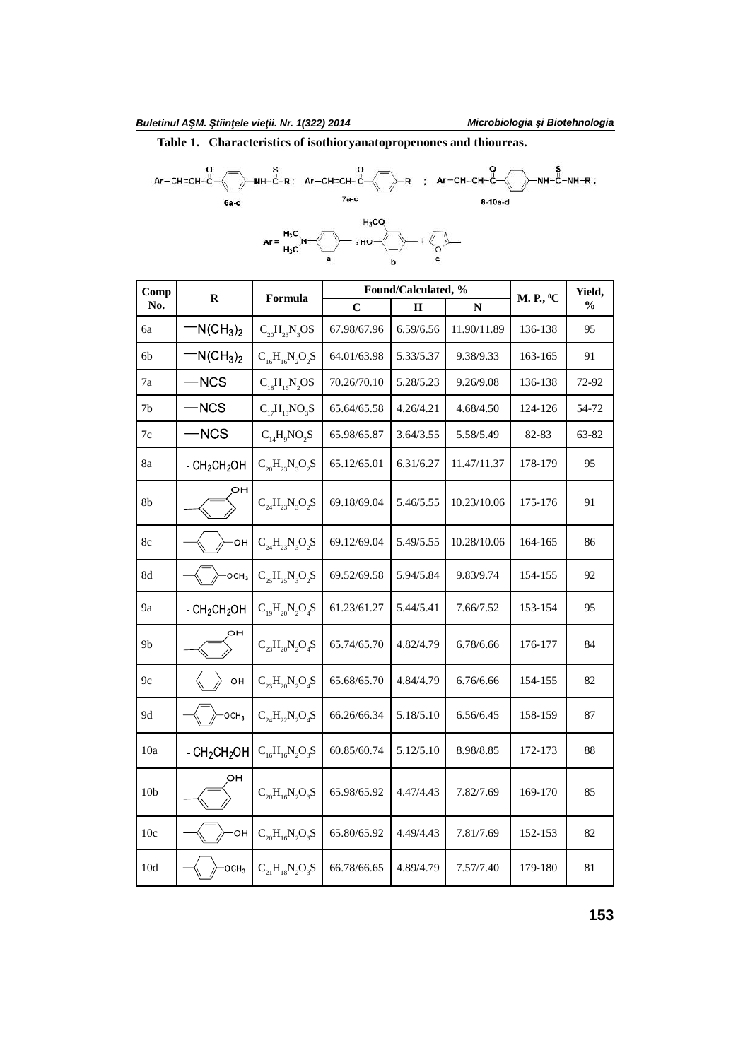**Table 1. Characteristics of isothiocyanatopropenones and thioureas.**

Ar–CH=CH–C(=O)–C$_6$H$_4$–NH–C(=S)–R ; Ar–CH=CH–C(=O)–C$_6$H$_4$–R ; Ar–CH=CH–C(=O)–C$_6$H$_4$–NH–C(=S)–NH–R ;

6a-c ; 7a-c ; 8-10a-d

Ar = $(H_3C)_2N$–C$_6$H$_4$– (a) ; HO(H$_3$CO)C$_6$H$_3$– (b) ; furyl (c)

| Comp No. | R | Formula | Found/Calculated, % | | | M. P., $^0$C | Yield, % |
|---|---|---|---|---|---|---|---|
| | | | C | H | N | | |
| 6a | $-N(CH_3)_2$ | $C_{20}H_{23}N_3OS$ | 67.98/67.96 | 6.59/6.56 | 11.90/11.89 | 136-138 | 95 |
| 6b | $-N(CH_3)_2$ | $C_{16}H_{16}N_2O_2S$ | 64.01/63.98 | 5.33/5.37 | 9.38/9.33 | 163-165 | 91 |
| 7a | $-NCS$ | $C_{18}H_{16}N_2OS$ | 70.26/70.10 | 5.28/5.23 | 9.26/9.08 | 136-138 | 72-92 |
| 7b | $-NCS$ | $C_{17}H_{13}NO_3S$ | 65.64/65.58 | 4.26/4.21 | 4.68/4.50 | 124-126 | 54-72 |
| 7c | $-NCS$ | $C_{14}H_9NO_2S$ | 65.98/65.87 | 3.64/3.55 | 5.58/5.49 | 82-83 | 63-82 |
| 8a | $-CH_2CH_2OH$ | $C_{20}H_{23}N_3O_2S$ | 65.12/65.01 | 6.31/6.27 | 11.47/11.37 | 178-179 | 95 |
| 8b | 2-HO-C$_6$H$_4$– | $C_{24}H_{23}N_3O_2S$ | 69.18/69.04 | 5.46/5.55 | 10.23/10.06 | 175-176 | 91 |
| 8c | 4-HO-C$_6$H$_4$– | $C_{24}H_{23}N_3O_2S$ | 69.12/69.04 | 5.49/5.55 | 10.28/10.06 | 164-165 | 86 |
| 8d | 4-$CH_3$O-C$_6$H$_4$– | $C_{25}H_{25}N_3O_2S$ | 69.52/69.58 | 5.94/5.84 | 9.83/9.74 | 154-155 | 92 |
| 9a | $-CH_2CH_2OH$ | $C_{19}H_{20}N_2O_4S$ | 61.23/61.27 | 5.44/5.41 | 7.66/7.52 | 153-154 | 95 |
| 9b | 2-HO-C$_6$H$_4$– | $C_{23}H_{20}N_2O_4S$ | 65.74/65.70 | 4.82/4.79 | 6.78/6.66 | 176-177 | 84 |
| 9c | 4-HO-C$_6$H$_4$– | $C_{23}H_{20}N_2O_4S$ | 65.68/65.70 | 4.84/4.79 | 6.76/6.66 | 154-155 | 82 |
| 9d | 4-$CH_3$O-C$_6$H$_4$– | $C_{24}H_{22}N_2O_4S$ | 66.26/66.34 | 5.18/5.10 | 6.56/6.45 | 158-159 | 87 |
| 10a | $-CH_2CH_2OH$ | $C_{16}H_{16}N_2O_3S$ | 60.85/60.74 | 5.12/5.10 | 8.98/8.85 | 172-173 | 88 |
| 10b | 2-HO-C$_6$H$_4$– | $C_{20}H_{16}N_2O_3S$ | 65.98/65.92 | 4.47/4.43 | 7.82/7.69 | 169-170 | 85 |
| 10c | 4-HO-C$_6$H$_4$– | $C_{20}H_{16}N_2O_3S$ | 65.80/65.92 | 4.49/4.43 | 7.81/7.69 | 152-153 | 82 |
| 10d | 4-$CH_3$O-C$_6$H$_4$– | $C_{21}H_{18}N_2O_3S$ | 66.78/66.65 | 4.89/4.79 | 7.57/7.40 | 179-180 | 81 |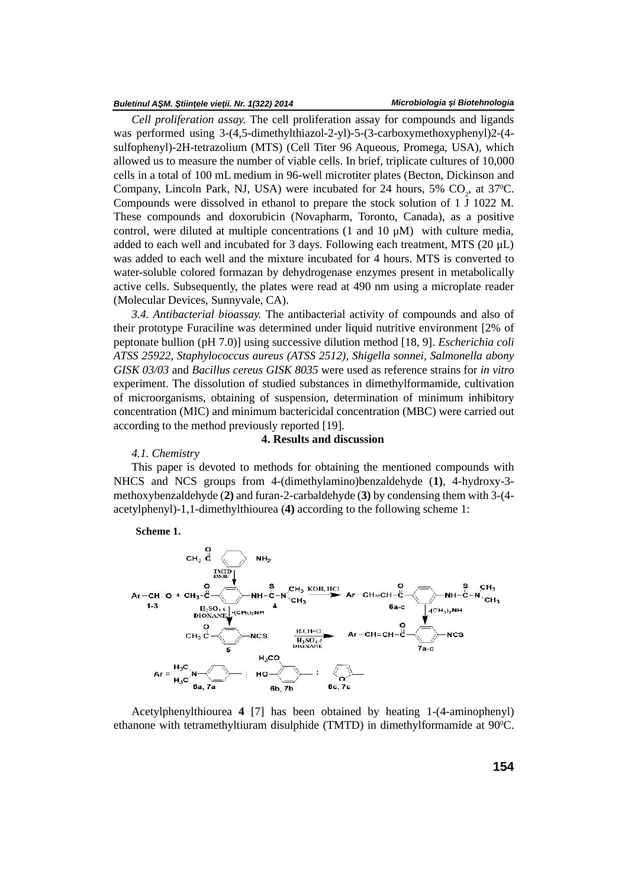*Cell proliferation assay.* The cell proliferation assay for compounds and ligands was performed using 3-(4,5-dimethylthiazol-2-yl)-5-(3-carboxymethoxyphenyl)2-(4-sulfophenyl)-2H-tetrazolium (MTS) (Cell Titer 96 Aqueous, Promega, USA), which allowed us to measure the number of viable cells. In brief, triplicate cultures of 10,000 cells in a total of 100 mL medium in 96-well microtiter plates (Becton, Dickinson and Company, Lincoln Park, NJ, USA) were incubated for 24 hours, 5% $CO_2$, at 37$^0$C. Compounds were dissolved in ethanol to prepare the stock solution of 1 J 1022 M. These compounds and doxorubicin (Novapharm, Toronto, Canada), as a positive control, were diluted at multiple concentrations (1 and 10 μM) with culture media, added to each well and incubated for 3 days. Following each treatment, MTS (20 μL) was added to each well and the mixture incubated for 4 hours. MTS is converted to water-soluble colored formazan by dehydrogenase enzymes present in metabolically active cells. Subsequently, the plates were read at 490 nm using a microplate reader (Molecular Devices, Sunnyvale, CA).

*3.4. Antibacterial bioassay.* The antibacterial activity of compounds and also of their prototype Furaciline was determined under liquid nutritive environment [2% of peptonate bullion (pH 7.0)] using successive dilution method [18, 9]. *Escherichia coli ATSS 25922, Staphylococcus aureus (ATSS 2512), Shigella sonnei, Salmonella abony GISK 03/03* and *Bacillus cereus GISK 8035* were used as reference strains for *in vitro* experiment. The dissolution of studied substances in dimethylformamide, cultivation of microorganisms, obtaining of suspension, determination of minimum inhibitory concentration (MIC) and minimum bactericidal concentration (MBC) were carried out according to the method previously reported [19].

## 4. Results and discussion

*4.1. Chemistry*

This paper is devoted to methods for obtaining the mentioned compounds with NHCS and NCS groups from 4-(dimethylamino)benzaldehyde (**1**), 4-hydroxy-3-methoxybenzaldehyde (**2**) and furan-2-carbaldehyde (**3**) by condensing them with 3-(4-acetylphenyl)-1,1-dimethylthiourea (**4**) according to the following scheme 1:

**Scheme 1.**

Acetylphenylthiourea **4** [7] has been obtained by heating 1-(4-aminophenyl) ethanone with tetramethyltiuram disulphide (TMTD) in dimethylformamide at 90$^0$C.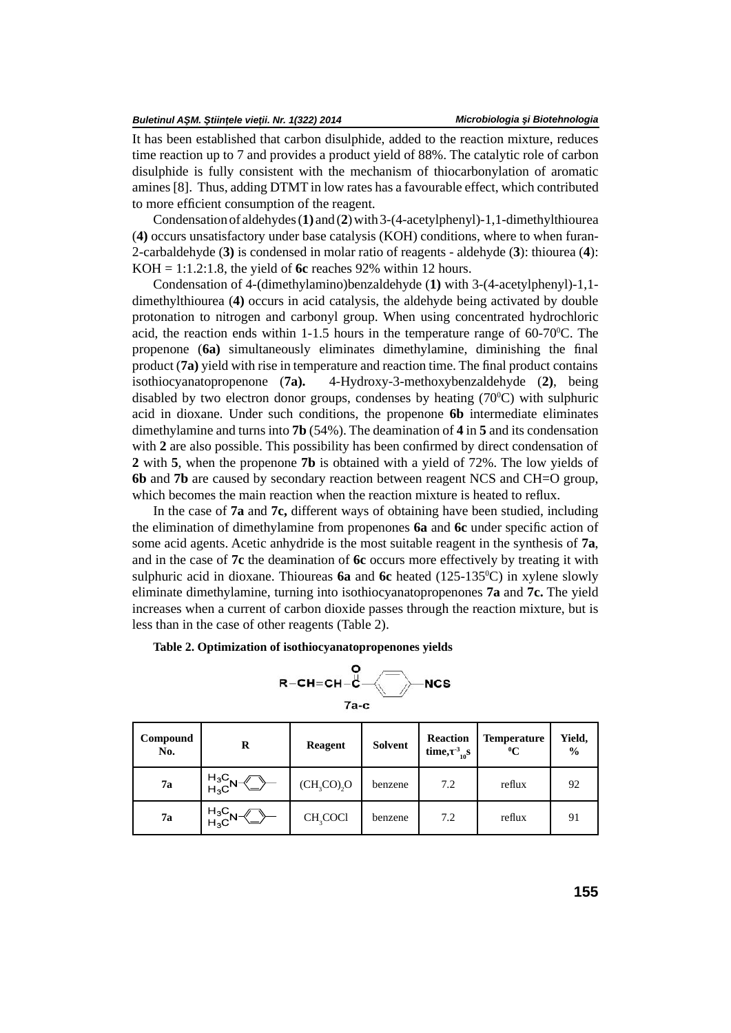It has been established that carbon disulphide, added to the reaction mixture, reduces time reaction up to 7 and provides a product yield of 88%. The catalytic role of carbon disulphide is fully consistent with the mechanism of thiocarbonylation of aromatic amines [8]. Thus, adding DTMT in low rates has a favourable effect, which contributed to more efficient consumption of the reagent.

Condensation of aldehydes (**1**) and (**2**) with 3-(4-acetylphenyl)-1,1-dimethylthiourea (**4**) occurs unsatisfactory under base catalysis (KOH) conditions, where to when furan-2-carbaldehyde (**3**) is condensed in molar ratio of reagents - aldehyde (**3**): thiourea (**4**): KOH = 1:1.2:1.8, the yield of **6c** reaches 92% within 12 hours.

Condensation of 4-(dimethylamino)benzaldehyde (**1**) with 3-(4-acetylphenyl)-1,1-dimethylthiourea (**4**) occurs in acid catalysis, the aldehyde being activated by double protonation to nitrogen and carbonyl group. When using concentrated hydrochloric acid, the reaction ends within 1-1.5 hours in the temperature range of 60-70$^0$C. The propenone (**6a**) simultaneously eliminates dimethylamine, diminishing the final product (**7a**) yield with rise in temperature and reaction time. The final product contains isothiocyanatopropenone (**7a**). 4-Hydroxy-3-methoxybenzaldehyde (**2**), being disabled by two electron donor groups, condenses by heating (70$^0$C) with sulphuric acid in dioxane. Under such conditions, the propenone **6b** intermediate eliminates dimethylamine and turns into **7b** (54%). The deamination of **4** in **5** and its condensation with **2** are also possible. This possibility has been confirmed by direct condensation of **2** with **5**, when the propenone **7b** is obtained with a yield of 72%. The low yields of **6b** and **7b** are caused by secondary reaction between reagent NCS and CH=O group, which becomes the main reaction when the reaction mixture is heated to reflux.

In the case of **7a** and **7c,** different ways of obtaining have been studied, including the elimination of dimethylamine from propenones **6a** and **6c** under specific action of some acid agents. Acetic anhydride is the most suitable reagent in the synthesis of **7a**, and in the case of **7c** the deamination of **6c** occurs more effectively by treating it with sulphuric acid in dioxane. Thioureas **6a** and **6c** heated (125-135$^0$C) in xylene slowly eliminate dimethylamine, turning into isothiocyanatopropenones **7a** and **7c.** The yield increases when a current of carbon dioxide passes through the reaction mixture, but is less than in the case of other reagents (Table 2).

**Table 2. Optimization of isothiocyanatopropenones yields**

R–CH=CH–C(=O)–C$_6$H$_4$–NCS

7a-c

| Compound No. | R | Reagent | Solvent | Reaction time, $\tau^{-3}_{10}$s | Temperature $^0$C | Yield, % |
|---|---|---|---|---|---|---|
| **7a** | $(H_3C)_2N$–C$_6$H$_4$– | $(CH_3CO)_2O$ | benzene | 7.2 | reflux | 92 |
| **7a** | $(H_3C)_2N$–C$_6$H$_4$– | $CH_3COCl$ | benzene | 7.2 | reflux | 91 |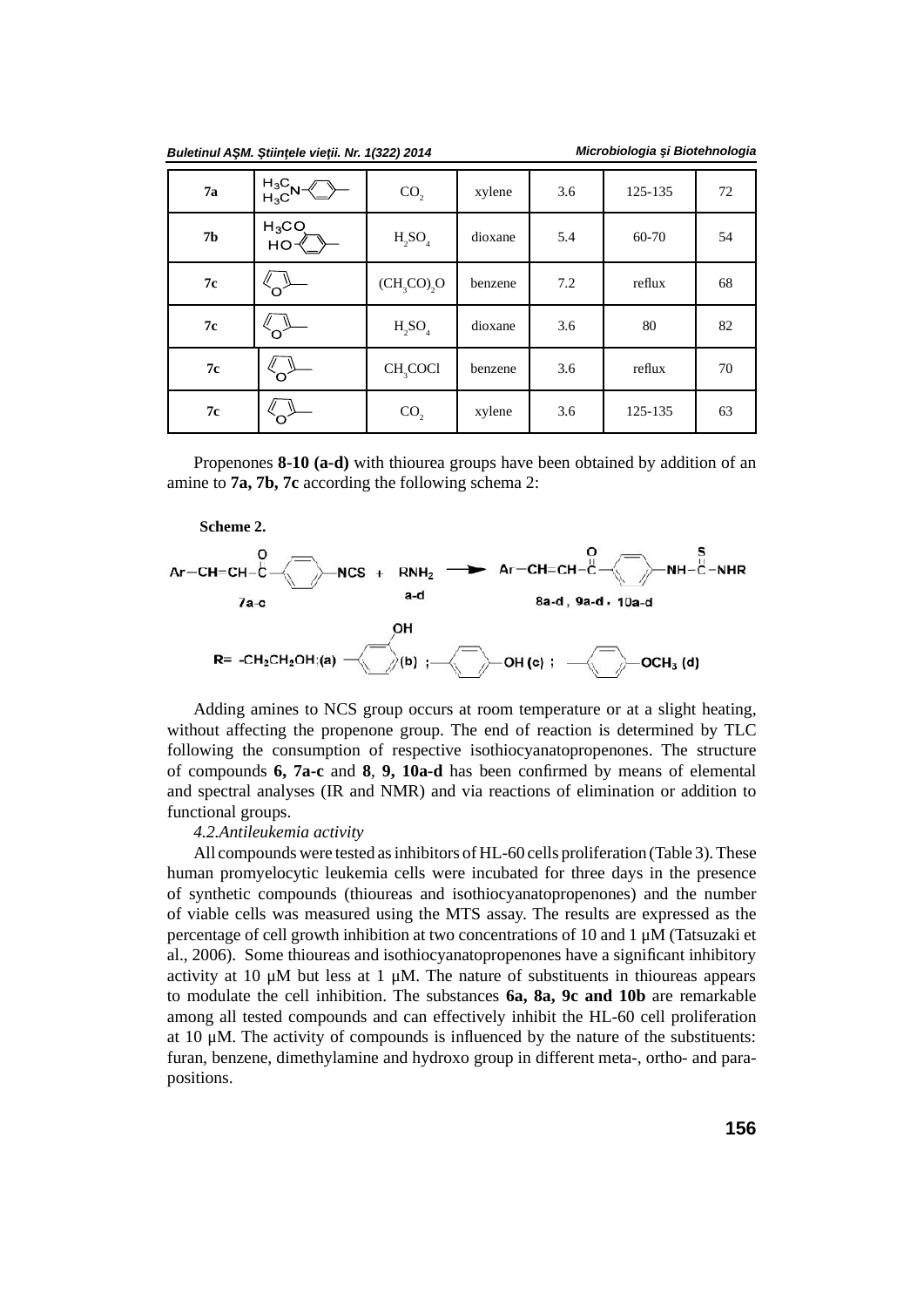| 7a | $(H_3C)_2N-C_6H_4-$ | $CO_2$ | xylene | 3.6 | 125-135 | 72 |
|---|---|---|---|---|---|---|
| 7b | $H_3CO(HO)C_6H_3-$ | $H_2SO_4$ | dioxane | 5.4 | 60-70 | 54 |
| 7c | furyl | $(CH_3CO)_2O$ | benzene | 7.2 | reflux | 68 |
| 7c | furyl | $H_2SO_4$ | dioxane | 3.6 | 80 | 82 |
| 7c | furyl | $CH_3COCl$ | benzene | 3.6 | reflux | 70 |
| 7c | furyl | $CO_2$ | xylene | 3.6 | 125-135 | 63 |

Propenones **8-10 (a-d)** with thiourea groups have been obtained by addition of an amine to **7a, 7b, 7c** according the following schema 2:

**Scheme 2.**

$$Ar-CH=CH-C(=O)-C_6H_4-NCS + RNH_2 \longrightarrow Ar-CH=CH-C(=O)-C_6H_4-NH-C(=S)-NHR$$

7a-c + a-d → 8a-d, 9a-d, 10a-d

R= $-CH_2CH_2OH$ (a); $-C_6H_4OH$ (ortho) (b); $-C_6H_4-OH$ (c); $-C_6H_4-OCH_3$ (d)

Adding amines to NCS group occurs at room temperature or at a slight heating, without affecting the propenone group. The end of reaction is determined by TLC following the consumption of respective isothiocyanatopropenones. The structure of compounds **6, 7a-c** and **8**, **9, 10a-d** has been confirmed by means of elemental and spectral analyses (IR and NMR) and via reactions of elimination or addition to functional groups.

*4.2.Antileukemia activity*

All compounds were tested as inhibitors of HL-60 cells proliferation (Table 3). These human promyelocytic leukemia cells were incubated for three days in the presence of synthetic compounds (thioureas and isothiocyanatopropenones) and the number of viable cells was measured using the MTS assay. The results are expressed as the percentage of cell growth inhibition at two concentrations of 10 and 1 μM (Tatsuzaki et al., 2006). Some thioureas and isothiocyanatopropenones have a significant inhibitory activity at 10 μM but less at 1 μM. The nature of substituents in thioureas appears to modulate the cell inhibition. The substances **6a, 8a, 9c and 10b** are remarkable among all tested compounds and can effectively inhibit the HL-60 cell proliferation at 10 μM. The activity of compounds is influenced by the nature of the substituents: furan, benzene, dimethylamine and hydroxo group in different meta-, ortho- and para-positions.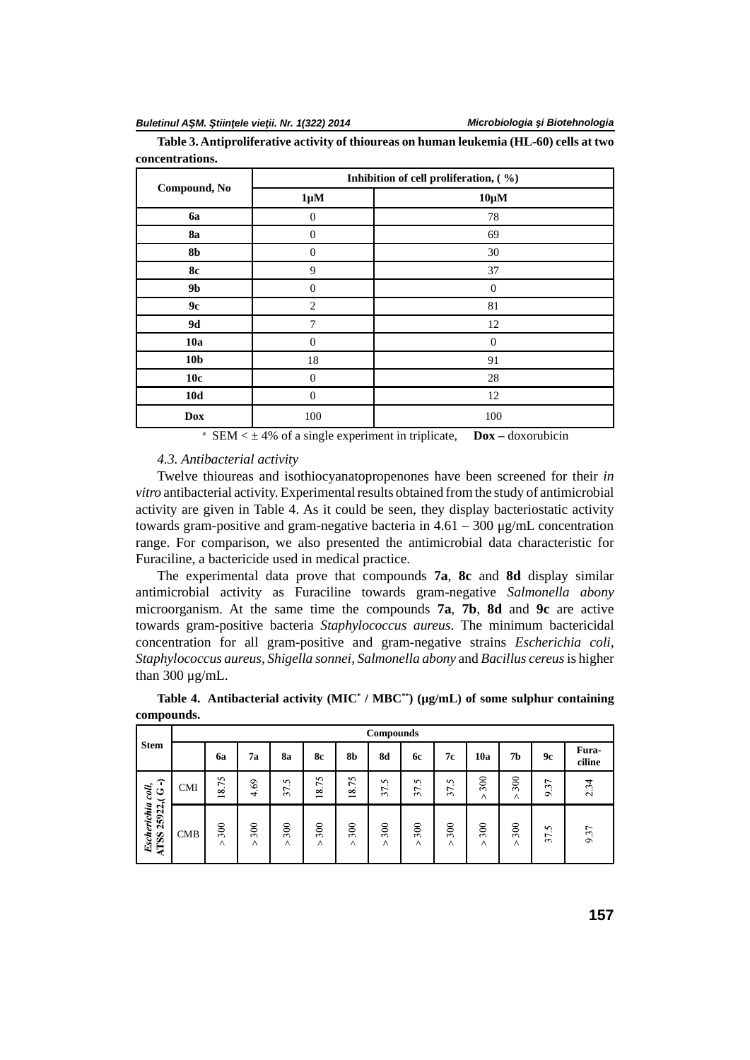**Table 3. Antiproliferative activity of thioureas on human leukemia (HL-60) cells at two concentrations.**

| Compound, No | Inhibition of cell proliferation, ( %) | |
|---|---|---|
| | 1μM | 10μM |
| **6a** | 0 | 78 |
| **8a** | 0 | 69 |
| **8b** | 0 | 30 |
| **8c** | 9 | 37 |
| **9b** | 0 | 0 |
| **9c** | 2 | 81 |
| **9d** | 7 | 12 |
| **10a** | 0 | 0 |
| **10b** | 18 | 91 |
| **10c** | 0 | 28 |
| **10d** | 0 | 12 |
| **Dox** | 100 | 100 |

[a] SEM < ± 4% of a single experiment in triplicate, **Dox –** doxorubicin

*4.3. Antibacterial activity*

Twelve thioureas and isothiocyanatopropenones have been screened for their *in vitro* antibacterial activity. Experimental results obtained from the study of antimicrobial activity are given in Table 4. As it could be seen, they display bacteriostatic activity towards gram-positive and gram-negative bacteria in 4.61 – 300 μg/mL concentration range. For comparison, we also presented the antimicrobial data characteristic for Furaciline, a bactericide used in medical practice.

The experimental data prove that compounds **7a**, **8c** and **8d** display similar antimicrobial activity as Furaciline towards gram-negative *Salmonella abony* microorganism. At the same time the compounds **7a**, **7b**, **8d** and **9c** are active towards gram-positive bacteria *Staphylococcus aureus*. The minimum bactericidal concentration for all gram-positive and gram-negative strains *Escherichia coli, Staphylococcus aureus, Shigella sonnei, Salmonella abony* and *Bacillus cereus* is higher than 300 μg/mL.

**Table 4. Antibacterial activity (MIC* / MBC**) (μg/mL) of some sulphur containing compounds.**

| Stem | | Compounds | | | | | | | | | | | |
|---|---|---|---|---|---|---|---|---|---|---|---|---|---|
| | | 6a | 7a | 8a | 8c | 8b | 8d | 6c | 7c | 10a | 7b | 9c | Fura-ciline |
| *Escherichia coli*, ATSS 25922,( G-) | CMI | 18.75 | 4.69 | 37.5 | 18.75 | 18.75 | 37.5 | 37.5 | 37.5 | > 300 | > 300 | 9.37 | 2.34 |
| | CMB | > 300 | > 300 | > 300 | > 300 | > 300 | > 300 | > 300 | > 300 | > 300 | > 300 | 37.5 | 9.37 |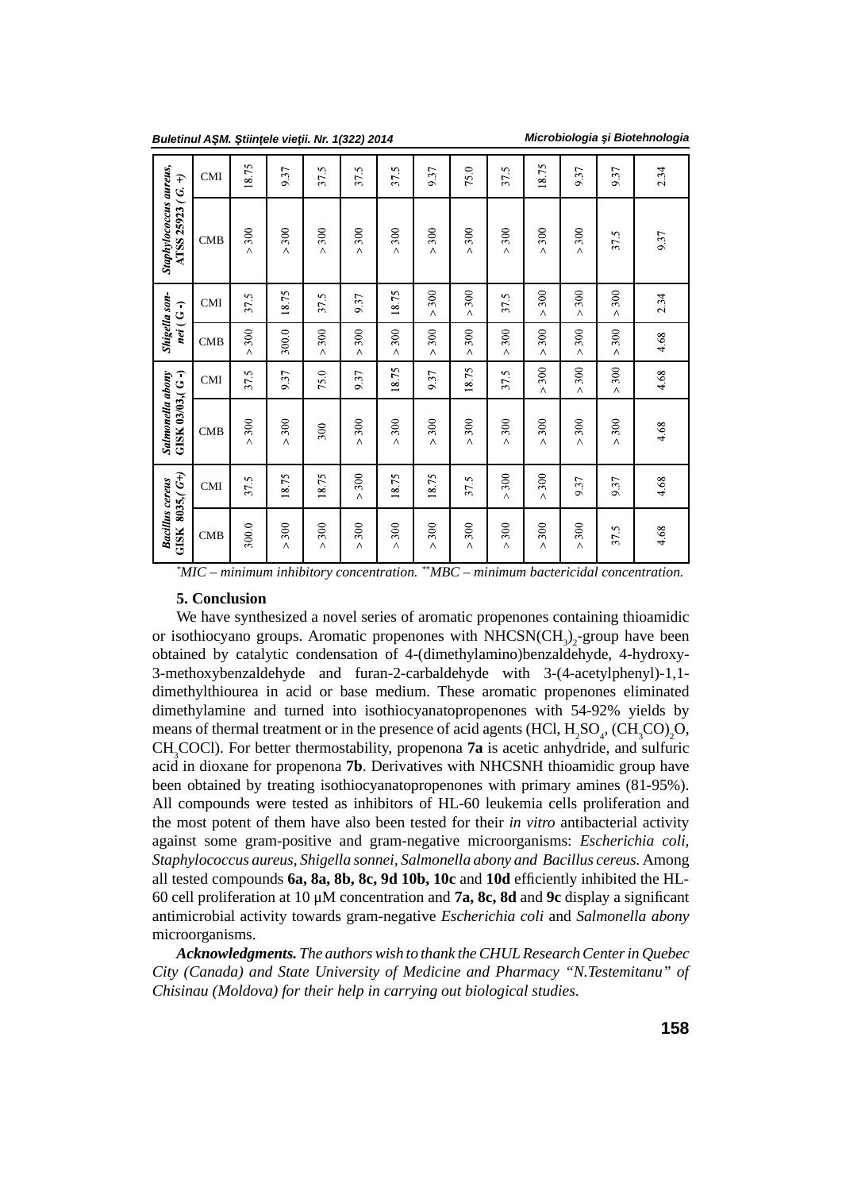| *Bacillus cereus* GISK 8035,( G+) | | *Salmonella abony* GISK 03/03,( G -) | | *Shigella sonnei* ( G -) | | *Staphylococcus aureus,* ATSS 25923 ( G. +) | |
|---|---|---|---|---|---|---|---|
| CMB | CMI | CMB | CMI | CMB | CMI | CMB | CMI |
| 300.0 | 37.5 | > 300 | 37.5 | > 300 | 37.5 | > 300 | 18.75 |
| > 300 | 18.75 | > 300 | 9.37 | 300.0 | 18.75 | > 300 | 9.37 |
| > 300 | 18.75 | 300 | 75.0 | > 300 | 37.5 | > 300 | 37.5 |
| > 300 | > 300 | > 300 | 9.37 | > 300 | 9.37 | > 300 | 37.5 |
| > 300 | 18.75 | > 300 | 18.75 | > 300 | 18.75 | > 300 | 37.5 |
| > 300 | 18.75 | > 300 | 9.37 | > 300 | > 300 | > 300 | 9.37 |
| > 300 | 37.5 | > 300 | 18.75 | > 300 | > 300 | > 300 | 75.0 |
| > 300 | > 300 | > 300 | 37.5 | > 300 | 37.5 | > 300 | 37.5 |
| > 300 | > 300 | > 300 | > 300 | > 300 | > 300 | > 300 | 18.75 |
| > 300 | 9.37 | > 300 | > 300 | > 300 | > 300 | > 300 | 9.37 |
| 37.5 | 9.37 | > 300 | > 300 | > 300 | > 300 | 37.5 | 9.37 |
| 4.68 | 4.68 | 4.68 | 4.68 | 4.68 | 2.34 | 9.37 | 2.34 |

*MIC – minimum inhibitory concentration. **MBC – minimum bactericidal concentration.

## 5. Conclusion

We have synthesized a novel series of aromatic propenones containing thioamidic or isothiocyano groups. Aromatic propenones with $NHCSN(CH_3)_2$-group have been obtained by catalytic condensation of 4-(dimethylamino)benzaldehyde, 4-hydroxy-3-methoxybenzaldehyde and furan-2-carbaldehyde with 3-(4-acetylphenyl)-1,1-dimethylthiourea in acid or base medium. These aromatic propenones eliminated dimethylamine and turned into isothiocyanatopropenones with 54-92% yields by means of thermal treatment or in the presence of acid agents (HCl, $H_2SO_4$, $(CH_3CO)_2O$, $CH_3COCl$). For better thermostability, propenona **7a** is acetic anhydride, and sulfuric acid in dioxane for propenona **7b**. Derivatives with NHCSNH thioamidic group have been obtained by treating isothiocyanatopropenones with primary amines (81-95%). All compounds were tested as inhibitors of HL-60 leukemia cells proliferation and the most potent of them have also been tested for their *in vitro* antibacterial activity against some gram-positive and gram-negative microorganisms: *Escherichia coli, Staphylococcus aureus, Shigella sonnei, Salmonella abony and Bacillus cereus.* Among all tested compounds **6a, 8a, 8b, 8c, 9d 10b, 10c** and **10d** efficiently inhibited the HL-60 cell proliferation at 10 μM concentration and **7a, 8c, 8d** and **9c** display a significant antimicrobial activity towards gram-negative *Escherichia coli* and *Salmonella abony* microorganisms.

***Acknowledgments.*** *The authors wish to thank the CHUL Research Center in Quebec City (Canada) and State University of Medicine and Pharmacy "N.Testemitanu" of Chisinau (Moldova) for their help in carrying out biological studies.*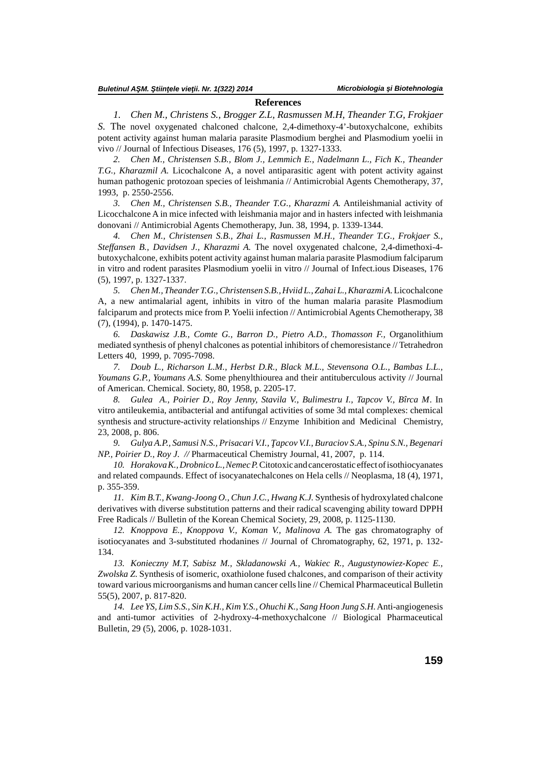## References

1. *Chen M., Christens S., Brogger Z.L, Rasmussen M.H, Theander T.G, Frokjaer S.* The novel oxygenated chalconed chalcone, 2,4-dimethoxy-4'-butoxychalcone, exhibits potent activity against human malaria parasite Plasmodium berghei and Plasmodium yoelii in vivo // Journal of Infectious Diseases, 176 (5), 1997, p. 1327-1333.

2. *Chen M., Christensen S.B., Blom J., Lemmich E., Nadelmann L., Fich K., Theander T.G., Kharazmil A.* Licochalcone A, a novel antiparasitic agent with potent activity against human pathogenic protozoan species of leishmania // Antimicrobial Agents Chemotherapy, 37, 1993, p. 2550-2556.

3. *Chen M., Christensen S.B., Theander T.G., Kharazmi A.* Antileishmanial activity of Licocchalcone A in mice infected with leishmania major and in hasters infected with leishmania donovani // Antimicrobial Agents Chemotherapy, Jun. 38, 1994, p. 1339-1344.

4. *Chen M., Christensen S.B., Zhai L., Rasmussen M.H., Theander T.G., Frokjaer S., Steffansen B., Davidsen J., Kharazmi A.* The novel oxygenated chalcone, 2,4-dimethoxi-4-butoxychalcone, exhibits potent activity against human malaria parasite Plasmodium falciparum in vitro and rodent parasites Plasmodium yoelii in vitro // Journal of Infect.ious Diseases, 176 (5), 1997, p. 1327-1337.

5. *Chen M., Theander T.G., Christensen S.B., Hviid L., Zahai L., Kharazmi A.* Licochalcone A, a new antimalarial agent, inhibits in vitro of the human malaria parasite Plasmodium falciparum and protects mice from P. Yoelii infection // Antimicrobial Agents Chemotherapy, 38 (7), (1994), p. 1470-1475.

6. *Daskawisz J.B., Comte G., Barron D., Pietro A.D., Thomasson F.,* Organolithium mediated synthesis of phenyl chalcones as potential inhibitors of chemoresistance // Tetrahedron Letters 40, 1999, p. 7095-7098.

7. *Doub L., Richarson L.M., Herbst D.R., Black M.L., Stevensona O.L., Bambas L.L., Youmans G.P., Youmans A.S.* Some phenylthiourea and their antituberculous activity // Journal of American. Chemical. Society, 80, 1958, p. 2205-17.

8. *Gulea A., Poirier D., Roy Jenny, Stavila V., Bulimestru I., Tapcov V., Bîrca M*. In vitro antileukemia, antibacterial and antifungal activities of some 3d mtal complexes: chemical synthesis and structure-activity relationships // Enzyme Inhibition and Medicinal Chemistry, 23, 2008, p. 806.

9. *Gulya A.P., Samusi N.S., Prisacari V.I., Ţapcov V.I., Buraciov S.A., Spinu S.N., Begenari NP., Poirier D., Roy J. //* Pharmaceutical Chemistry Journal, 41, 2007, p. 114.

10. *Horakova K., Drobnico L., Nemec P.* Citotoxic and cancerostatic effect of isothiocyanates and related compaunds. Effect of isocyanatechalcones on Hela cells // Neoplasma, 18 (4), 1971, p. 355-359.

11. *Kim B.T., Kwang-Joong O., Chun J.C., Hwang K.J.* Synthesis of hydroxylated chalcone derivatives with diverse substitution patterns and their radical scavenging ability toward DPPH Free Radicals // Bulletin of the Korean Chemical Society, 29, 2008, p. 1125-1130.

12. *Knoppova E., Knoppova V., Koman V., Malinova A.* The gas chromatography of isotiocyanates and 3-substituted rhodanines // Journal of Chromatography, 62, 1971, p. 132-134.

13. *Konieczny M.T, Sabisz M., Skladanowski A., Wakiec R., Augustynowiez-Kopec E., Zwolska Z.* Synthesis of isomeric, oxathiolone fused chalcones, and comparison of their activity toward various microorganisms and human cancer cells line // Chemical Pharmaceutical Bulletin 55(5), 2007, p. 817-820.

14. *Lee YS, Lim S.S., Sin K.H., Kim Y.S., Ohuchi K., Sang Hoon Jung S.H.* Anti-angiogenesis and anti-tumor activities of 2-hydroxy-4-methoxychalcone // Biological Pharmaceutical Bulletin, 29 (5), 2006, p. 1028-1031.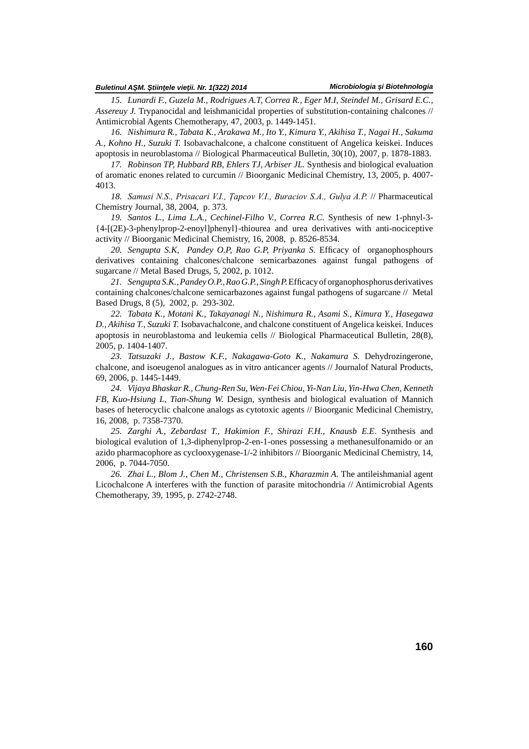15. *Lunardi F., Guzela M., Rodrigues A.T, Correa R., Eger M.I, Steindel M., Grisard E.C., Assereuy J.* Trypanocidal and leishmanicidal properties of substitution-containing chalcones // Antimicrobial Agents Chemotherapy, 47, 2003, p. 1449-1451.

16. *Nishimura R., Tabata K., Arakawa M., Ito Y., Kimura Y., Akihisa T., Nagai H., Sakuma A., Kohno H., Suzuki T.* Isobavachalcone, a chalcone constituent of Angelica keiskei. Induces apoptosis in neuroblastoma // Biological Pharmaceutical Bulletin, 30(10), 2007, p. 1878-1883.

17. *Robinson TP, Hubbard RB, Ehlers TJ, Arbiser JL.* Synthesis and biological evaluation of aromatic enones related to curcumin // Bioorganic Medicinal Chemistry, 13, 2005, p. 4007-4013.

18. *Samusi N.S., Prisacari V.I., Ţapcov V.I., Buraciov S.A., Gulya A.P.* // Pharmaceutical Chemistry Journal, 38, 2004, p. 373.

19. *Santos L., Lima L.A., Cechinel-Filho V., Correa R.C.* Synthesis of new 1-phnyl-3-{4-[(2E)-3-phenylprop-2-enoyl]phenyl}-thiourea and urea derivatives with anti-nociceptive activity // Bioorganic Medicinal Chemistry, 16, 2008, p. 8526-8534.

20. *Sengupta S.K, Pandey O.P, Rao G.P, Priyanka S.* Efficacy of organophosphours derivatives containing chalcones/chalcone semicarbazones against fungal pathogens of sugarcane // Metal Based Drugs, 5, 2002, p. 1012.

21. *Sengupta S.K., Pandey O.P., Rao G.P., Singh P.* Efficacy of organophosphorus derivatives containing chalcones/chalcone semicarbazones against fungal pathogens of sugarcane // Metal Based Drugs, 8 (5), 2002, p. 293-302.

22. *Tabata K., Motani K., Takayanagi N., Nishimura R., Asami S., Kimura Y., Hasegawa D., Akihisa T., Suzuki T.* Isobavachalcone, and chalcone constituent of Angelica keiskei. Induces apoptosis in neuroblastoma and leukemia cells // Biological Pharmaceutical Bulletin, 28(8), 2005, p. 1404-1407.

23. *Tatsuzaki J., Bastow K.F., Nakagawa-Goto K., Nakamura S.* Dehydrozingerone, chalcone, and isoeugenol analogues as in vitro anticancer agents // Journalof Natural Products, 69, 2006, p. 1445-1449.

24. *Vijaya Bhaskar R., Chung-Ren Su, Wen-Fei Chiou, Yi-Nan Liu, Yin-Hwa Chen, Kenneth FB, Kuo-Hsiung L, Tian-Shung W.* Design, synthesis and biological evaluation of Mannich bases of heterocyclic chalcone analogs as cytotoxic agents // Bioorganic Medicinal Chemistry, 16, 2008, p. 7358-7370.

25. *Zarghi A., Zebardast T., Hakimion F., Shirazi F.H., Knausb E.E.* Synthesis and biological evalution of 1,3-diphenylprop-2-en-1-ones possessing a methanesulfonamido or an azido pharmacophore as cyclooxygenase-1/-2 inhibitors // Bioorganic Medicinal Chemistry, 14, 2006, p. 7044-7050.

26. *Zhai L., Blom J., Chen M., Christensen S.B., Kharazmin A.* The antileishmanial agent Licochalcone A interferes with the function of parasite mitochondria // Antimicrobial Agents Chemotherapy, 39, 1995, p. 2742-2748.